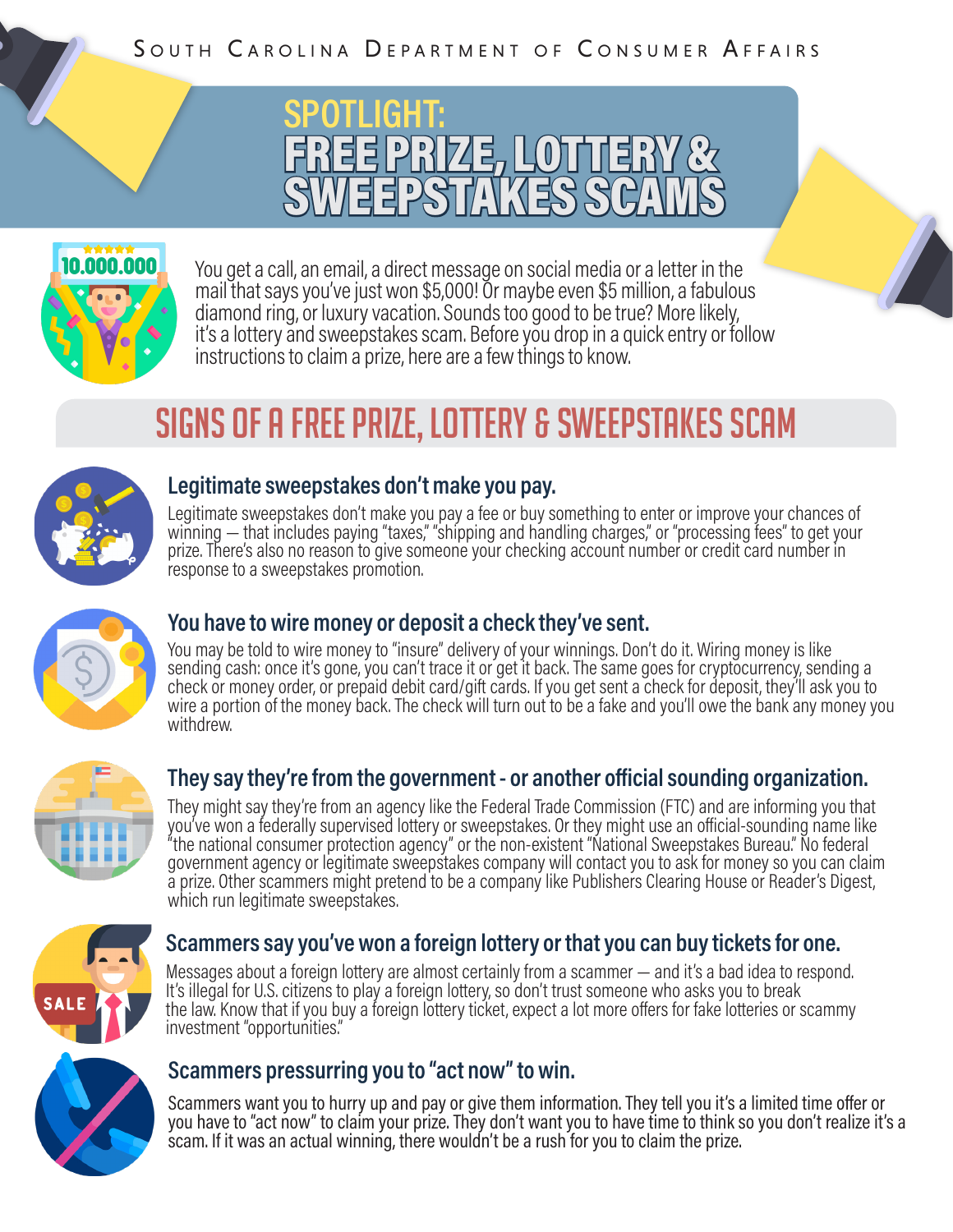South Carolina Department of Consumer Affairs

# SPOTLIGHT: FREE PRIZE, LOTTERY & SWEEPSTAKES SCAMS

You get a call, an email, a direct message on social media or a letter in the mail that says you've just won $5,000! Or maybe even $5 million, a fabulous diamond ring, or luxury vacation. Sounds too good to be true? More likely, it's a lottery and sweepstakes scam. Before you drop in a quick entry or follow instructions to claim a prize, here are a few things to know.

## SIGNS OF A FREE PRIZE, LOTTERY & SWEEPSTAKES SCAM

### Legitimate sweepstakes don't make you pay.

Legitimate sweepstakes don't make you pay a fee or buy something to enter or improve your chances of winning — that includes paying "taxes," "shipping and handling charges," or "processing fees" to get your prize. There's also no reason to give someone your checking account number or credit card number in response to a sweepstakes promotion.

### You have to wire money or deposit a check they've sent.

You may be told to wire money to "insure" delivery of your winnings. Don't do it. Wiring money is like sending cash: once it's gone, you can't trace it or get it back. The same goes for cryptocurrency, sending a check or money order, or prepaid debit card/gift cards. If you get sent a check for deposit, they'll ask you to wire a portion of the money back. The check will turn out to be a fake and you'll owe the bank any money you withdrew.

### They say they're from the government - or another official sounding organization.

They might say they're from an agency like the Federal Trade Commission (FTC) and are informing you that you've won a federally supervised lottery or sweepstakes. Or they might use an official-sounding name like "the national consumer protection agency" or the non-existent "National Sweepstakes Bureau." No federal government agency or legitimate sweepstakes company will contact you to ask for money so you can claim a prize. Other scammers might pretend to be a company like Publishers Clearing House or Reader's Digest, which run legitimate sweepstakes.

### Scammers say you've won a foreign lottery or that you can buy tickets for one.

Messages about a foreign lottery are almost certainly from a scammer — and it's a bad idea to respond. It's illegal for U.S. citizens to play a foreign lottery, so don't trust someone who asks you to break the law. Know that if you buy a foreign lottery ticket, expect a lot more offers for fake lotteries or scammy investment "opportunities."

### Scammers pressurring you to "act now" to win.

Scammers want you to hurry up and pay or give them information. They tell you it's a limited time offer or you have to "act now" to claim your prize. They don't want you to have time to think so you don't realize it's a scam. If it was an actual winning, there wouldn't be a rush for you to claim the prize.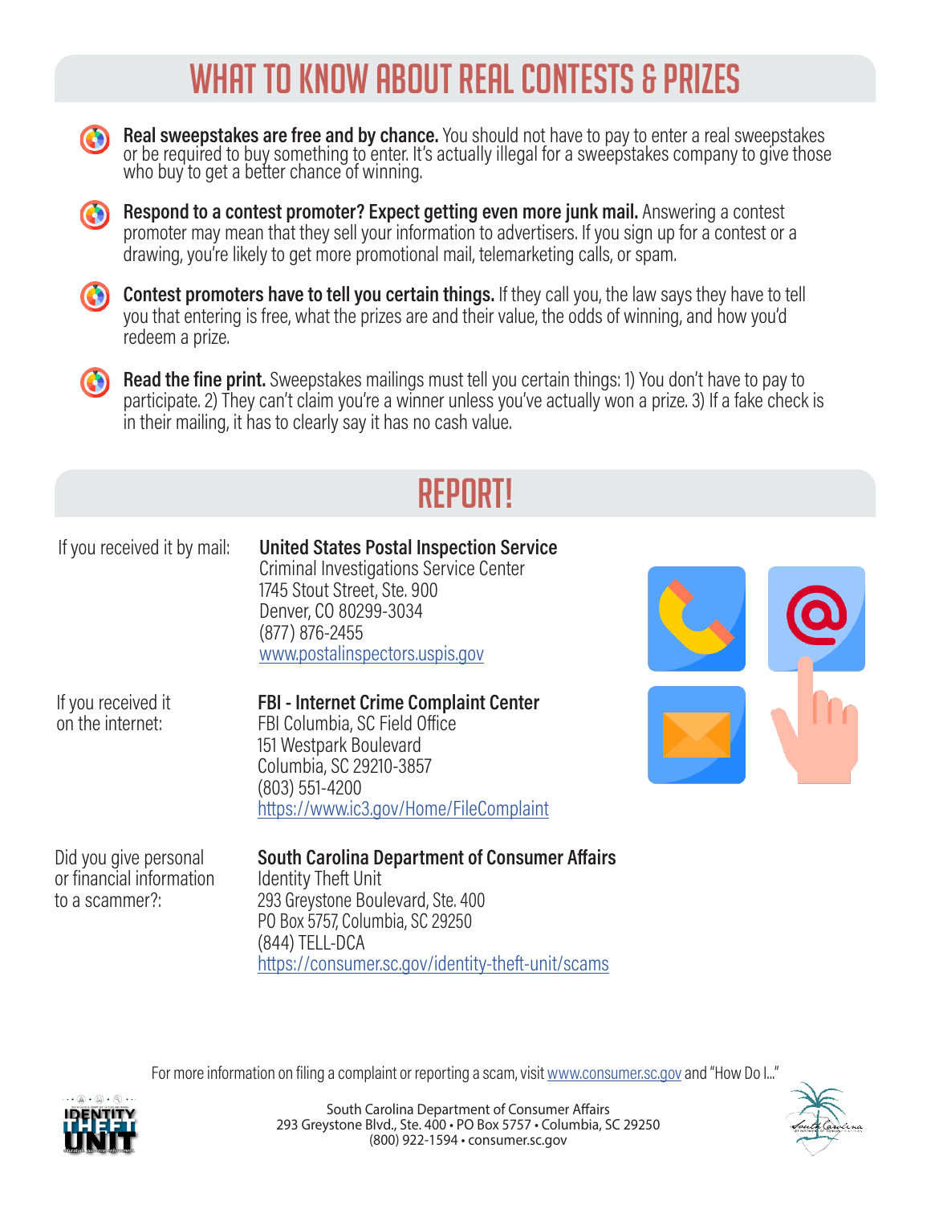# WHAT TO KNOW ABOUT REAL CONTESTS & PRIZES

- **Real sweepstakes are free and by chance.** You should not have to pay to enter a real sweepstakes or be required to buy something to enter. It's actually illegal for a sweepstakes company to give those who buy to get a better chance of winning.

- **Respond to a contest promoter? Expect getting even more junk mail.** Answering a contest promoter may mean that they sell your information to advertisers. If you sign up for a contest or a drawing, you're likely to get more promotional mail, telemarketing calls, or spam.

- **Contest promoters have to tell you certain things.** If they call you, the law says they have to tell you that entering is free, what the prizes are and their value, the odds of winning, and how you'd redeem a prize.

- **Read the fine print.** Sweepstakes mailings must tell you certain things: 1) You don't have to pay to participate. 2) They can't claim you're a winner unless you've actually won a prize. 3) If a fake check is in their mailing, it has to clearly say it has no cash value.

# REPORT!

If you received it by mail:

**United States Postal Inspection Service**
Criminal Investigations Service Center
1745 Stout Street, Ste. 900
Denver, CO 80299-3034
(877) 876-2455
www.postalinspectors.uspis.gov

If you received it on the internet:

**FBI - Internet Crime Complaint Center**
FBI Columbia, SC Field Office
151 Westpark Boulevard
Columbia, SC 29210-3857
(803) 551-4200
https://www.ic3.gov/Home/FileComplaint

Did you give personal or financial information to a scammer?:

**South Carolina Department of Consumer Affairs**
Identity Theft Unit
293 Greystone Boulevard, Ste. 400
PO Box 5757, Columbia, SC 29250
(844) TELL-DCA
https://consumer.sc.gov/identity-theft-unit/scams

For more information on filing a complaint or reporting a scam, visit www.consumer.sc.gov and "How Do I..."

South Carolina Department of Consumer Affairs
293 Greystone Blvd., Ste. 400 • PO Box 5757 • Columbia, SC 29250
(800) 922-1594 • consumer.sc.gov